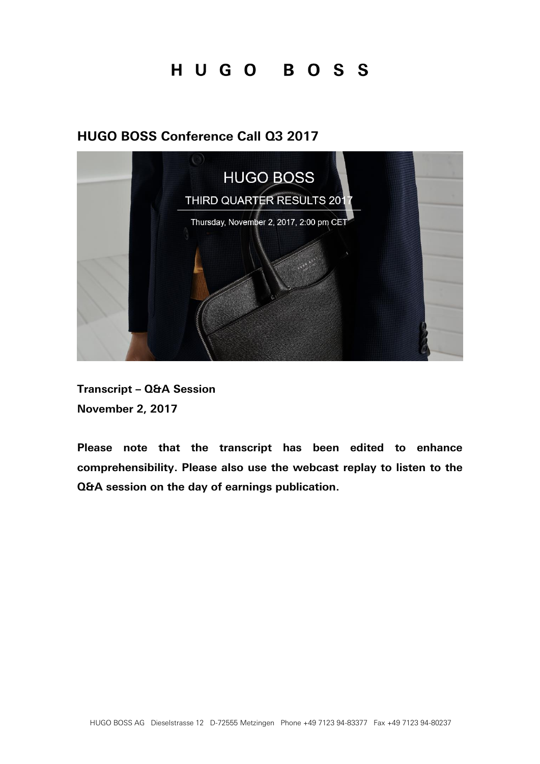# HUGO BOSS

## HUGO BOSS Conference Call Q3 2017

HUGO BOSS

THIRD QUARTER RESULTS 2017

Thursday, November 2, 2017, 2:00 pm CET

**Transcript – Q&A Session**
**November 2, 2017**

**Please note that the transcript has been edited to enhance comprehensibility. Please also use the webcast replay to listen to the Q&A session on the day of earnings publication.**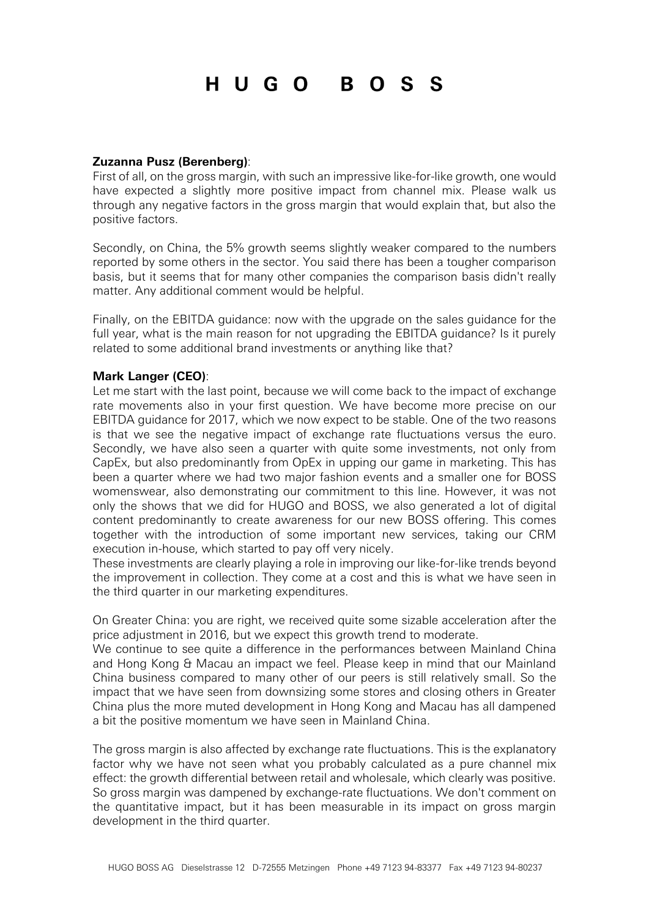**Zuzanna Pusz (Berenberg)**:
First of all, on the gross margin, with such an impressive like-for-like growth, one would have expected a slightly more positive impact from channel mix. Please walk us through any negative factors in the gross margin that would explain that, but also the positive factors.

Secondly, on China, the 5% growth seems slightly weaker compared to the numbers reported by some others in the sector. You said there has been a tougher comparison basis, but it seems that for many other companies the comparison basis didn't really matter. Any additional comment would be helpful.

Finally, on the EBITDA guidance: now with the upgrade on the sales guidance for the full year, what is the main reason for not upgrading the EBITDA guidance? Is it purely related to some additional brand investments or anything like that?

**Mark Langer (CEO)**:
Let me start with the last point, because we will come back to the impact of exchange rate movements also in your first question. We have become more precise on our EBITDA guidance for 2017, which we now expect to be stable. One of the two reasons is that we see the negative impact of exchange rate fluctuations versus the euro. Secondly, we have also seen a quarter with quite some investments, not only from CapEx, but also predominantly from OpEx in upping our game in marketing. This has been a quarter where we had two major fashion events and a smaller one for BOSS womenswear, also demonstrating our commitment to this line. However, it was not only the shows that we did for HUGO and BOSS, we also generated a lot of digital content predominantly to create awareness for our new BOSS offering. This comes together with the introduction of some important new services, taking our CRM execution in-house, which started to pay off very nicely.
These investments are clearly playing a role in improving our like-for-like trends beyond the improvement in collection. They come at a cost and this is what we have seen in the third quarter in our marketing expenditures.

On Greater China: you are right, we received quite some sizable acceleration after the price adjustment in 2016, but we expect this growth trend to moderate.
We continue to see quite a difference in the performances between Mainland China and Hong Kong & Macau an impact we feel. Please keep in mind that our Mainland China business compared to many other of our peers is still relatively small. So the impact that we have seen from downsizing some stores and closing others in Greater China plus the more muted development in Hong Kong and Macau has all dampened a bit the positive momentum we have seen in Mainland China.

The gross margin is also affected by exchange rate fluctuations. This is the explanatory factor why we have not seen what you probably calculated as a pure channel mix effect: the growth differential between retail and wholesale, which clearly was positive. So gross margin was dampened by exchange-rate fluctuations. We don't comment on the quantitative impact, but it has been measurable in its impact on gross margin development in the third quarter.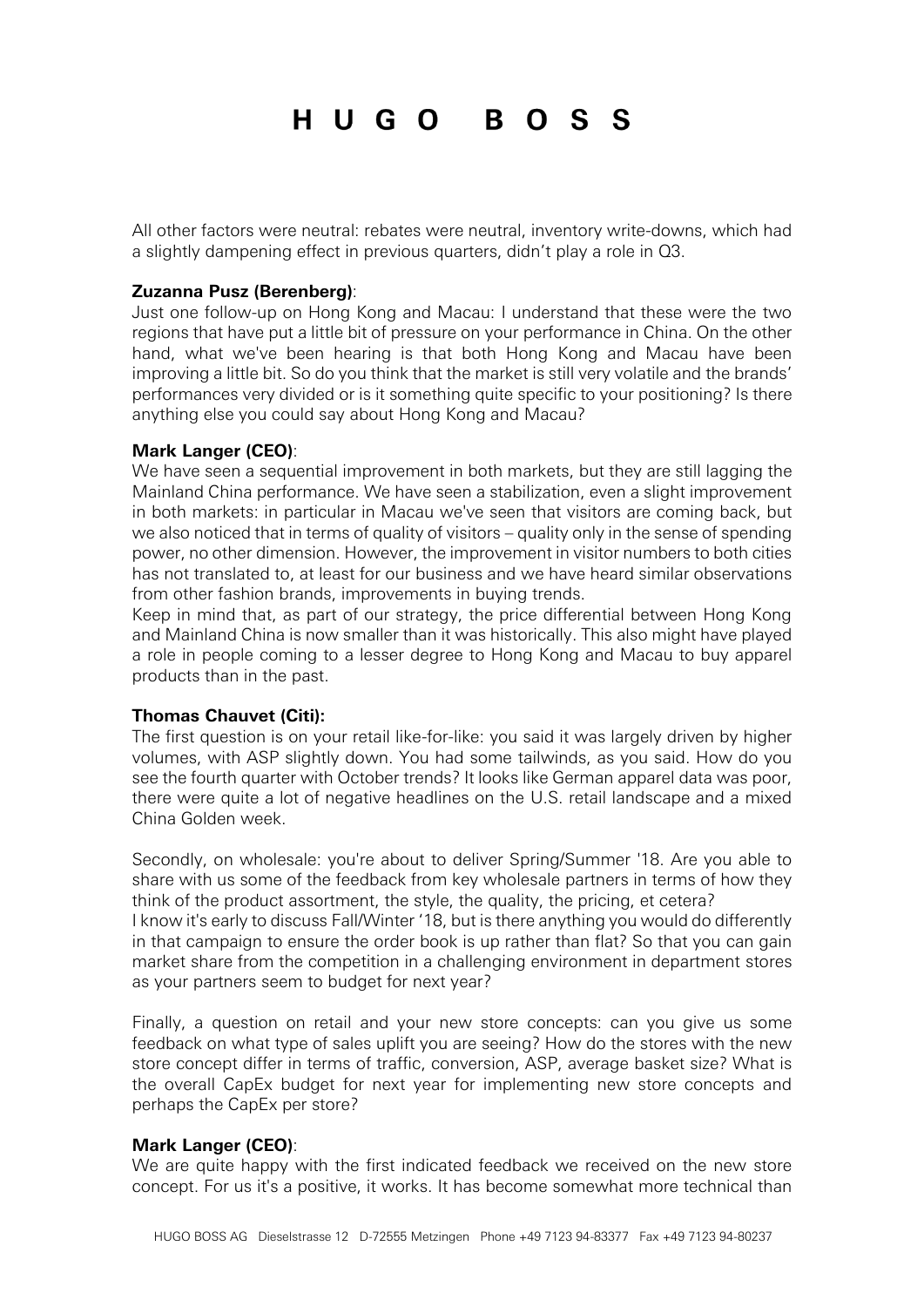All other factors were neutral: rebates were neutral, inventory write-downs, which had a slightly dampening effect in previous quarters, didn't play a role in Q3.

**Zuzanna Pusz (Berenberg)**:
Just one follow-up on Hong Kong and Macau: I understand that these were the two regions that have put a little bit of pressure on your performance in China. On the other hand, what we've been hearing is that both Hong Kong and Macau have been improving a little bit. So do you think that the market is still very volatile and the brands' performances very divided or is it something quite specific to your positioning? Is there anything else you could say about Hong Kong and Macau?

**Mark Langer (CEO)**:
We have seen a sequential improvement in both markets, but they are still lagging the Mainland China performance. We have seen a stabilization, even a slight improvement in both markets: in particular in Macau we've seen that visitors are coming back, but we also noticed that in terms of quality of visitors – quality only in the sense of spending power, no other dimension. However, the improvement in visitor numbers to both cities has not translated to, at least for our business and we have heard similar observations from other fashion brands, improvements in buying trends.
Keep in mind that, as part of our strategy, the price differential between Hong Kong and Mainland China is now smaller than it was historically. This also might have played a role in people coming to a lesser degree to Hong Kong and Macau to buy apparel products than in the past.

**Thomas Chauvet (Citi):**
The first question is on your retail like-for-like: you said it was largely driven by higher volumes, with ASP slightly down. You had some tailwinds, as you said. How do you see the fourth quarter with October trends? It looks like German apparel data was poor, there were quite a lot of negative headlines on the U.S. retail landscape and a mixed China Golden week.

Secondly, on wholesale: you're about to deliver Spring/Summer '18. Are you able to share with us some of the feedback from key wholesale partners in terms of how they think of the product assortment, the style, the quality, the pricing, et cetera?
I know it's early to discuss Fall/Winter '18, but is there anything you would do differently in that campaign to ensure the order book is up rather than flat? So that you can gain market share from the competition in a challenging environment in department stores as your partners seem to budget for next year?

Finally, a question on retail and your new store concepts: can you give us some feedback on what type of sales uplift you are seeing? How do the stores with the new store concept differ in terms of traffic, conversion, ASP, average basket size? What is the overall CapEx budget for next year for implementing new store concepts and perhaps the CapEx per store?

**Mark Langer (CEO)**:
We are quite happy with the first indicated feedback we received on the new store concept. For us it's a positive, it works. It has become somewhat more technical than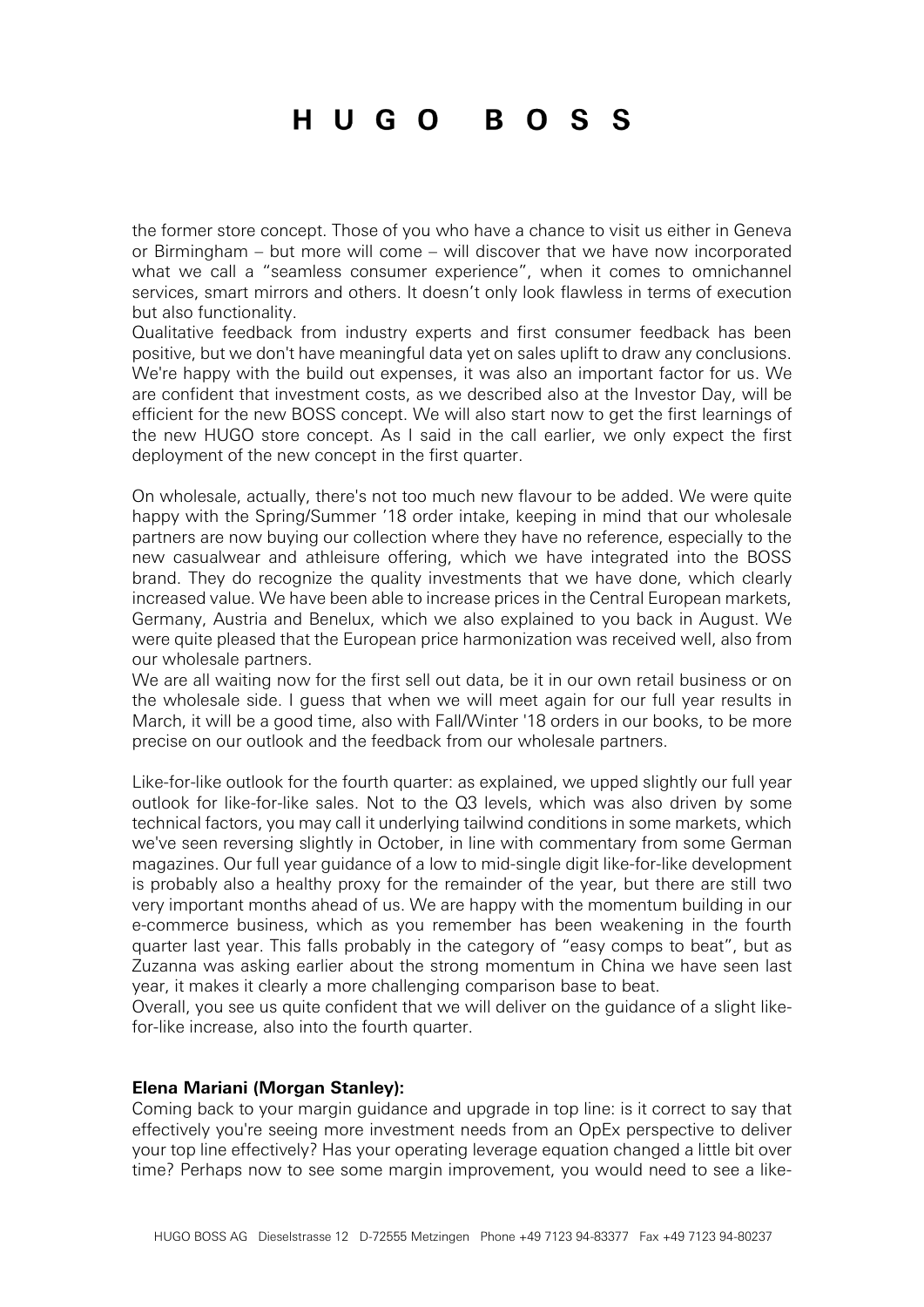the former store concept. Those of you who have a chance to visit us either in Geneva or Birmingham – but more will come – will discover that we have now incorporated what we call a "seamless consumer experience", when it comes to omnichannel services, smart mirrors and others. It doesn't only look flawless in terms of execution but also functionality.
Qualitative feedback from industry experts and first consumer feedback has been positive, but we don't have meaningful data yet on sales uplift to draw any conclusions. We're happy with the build out expenses, it was also an important factor for us. We are confident that investment costs, as we described also at the Investor Day, will be efficient for the new BOSS concept. We will also start now to get the first learnings of the new HUGO store concept. As I said in the call earlier, we only expect the first deployment of the new concept in the first quarter.

On wholesale, actually, there's not too much new flavour to be added. We were quite happy with the Spring/Summer '18 order intake, keeping in mind that our wholesale partners are now buying our collection where they have no reference, especially to the new casualwear and athleisure offering, which we have integrated into the BOSS brand. They do recognize the quality investments that we have done, which clearly increased value. We have been able to increase prices in the Central European markets, Germany, Austria and Benelux, which we also explained to you back in August. We were quite pleased that the European price harmonization was received well, also from our wholesale partners.
We are all waiting now for the first sell out data, be it in our own retail business or on the wholesale side. I guess that when we will meet again for our full year results in March, it will be a good time, also with Fall/Winter '18 orders in our books, to be more precise on our outlook and the feedback from our wholesale partners.

Like-for-like outlook for the fourth quarter: as explained, we upped slightly our full year outlook for like-for-like sales. Not to the Q3 levels, which was also driven by some technical factors, you may call it underlying tailwind conditions in some markets, which we've seen reversing slightly in October, in line with commentary from some German magazines. Our full year guidance of a low to mid-single digit like-for-like development is probably also a healthy proxy for the remainder of the year, but there are still two very important months ahead of us. We are happy with the momentum building in our e-commerce business, which as you remember has been weakening in the fourth quarter last year. This falls probably in the category of "easy comps to beat", but as Zuzanna was asking earlier about the strong momentum in China we have seen last year, it makes it clearly a more challenging comparison base to beat.
Overall, you see us quite confident that we will deliver on the guidance of a slight like-for-like increase, also into the fourth quarter.

**Elena Mariani (Morgan Stanley):**
Coming back to your margin guidance and upgrade in top line: is it correct to say that effectively you're seeing more investment needs from an OpEx perspective to deliver your top line effectively? Has your operating leverage equation changed a little bit over time? Perhaps now to see some margin improvement, you would need to see a like-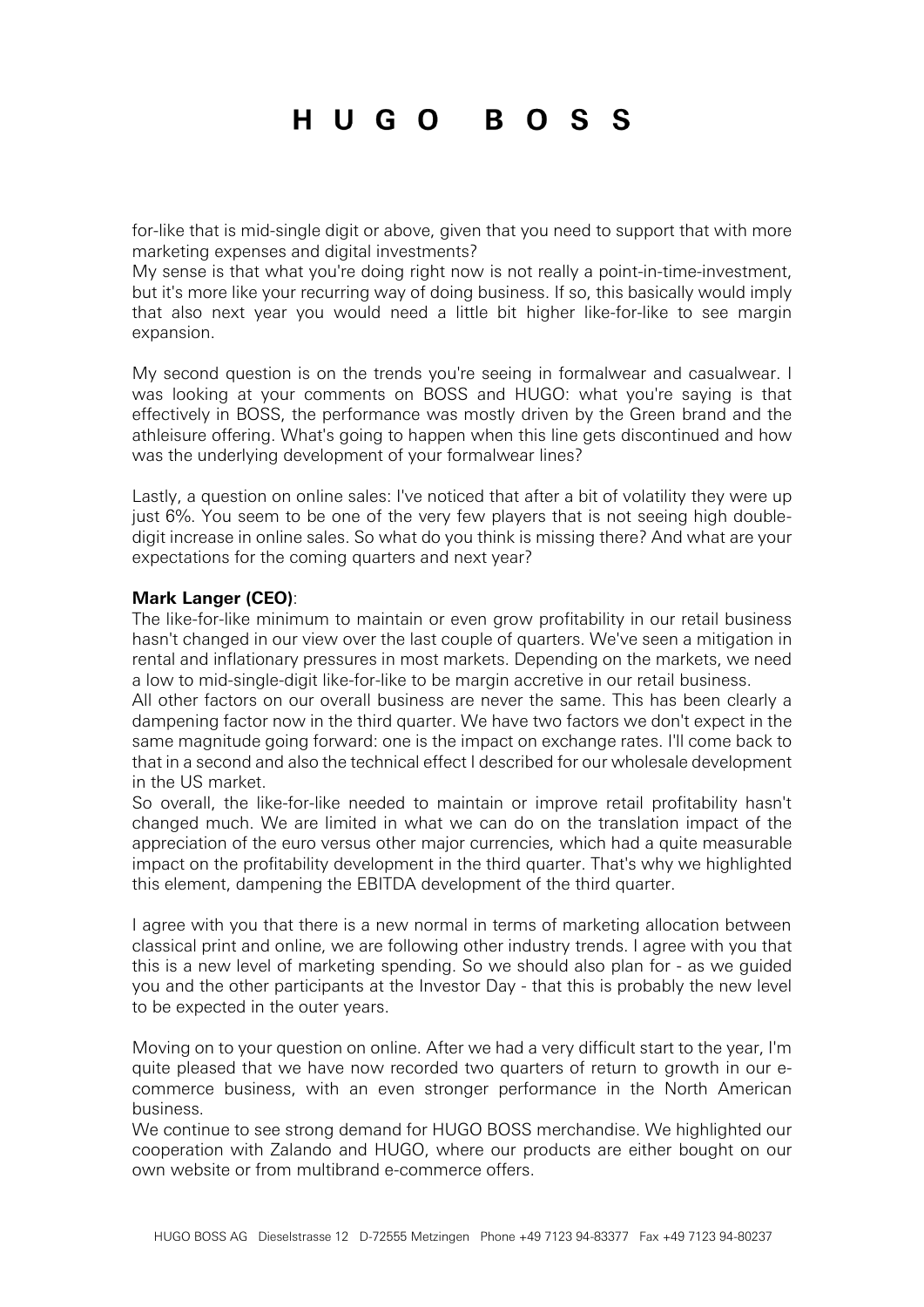for-like that is mid-single digit or above, given that you need to support that with more marketing expenses and digital investments?
My sense is that what you're doing right now is not really a point-in-time-investment, but it's more like your recurring way of doing business. If so, this basically would imply that also next year you would need a little bit higher like-for-like to see margin expansion.

My second question is on the trends you're seeing in formalwear and casualwear. I was looking at your comments on BOSS and HUGO: what you're saying is that effectively in BOSS, the performance was mostly driven by the Green brand and the athleisure offering. What's going to happen when this line gets discontinued and how was the underlying development of your formalwear lines?

Lastly, a question on online sales: I've noticed that after a bit of volatility they were up just 6%. You seem to be one of the very few players that is not seeing high double-digit increase in online sales. So what do you think is missing there? And what are your expectations for the coming quarters and next year?

**Mark Langer (CEO)**:
The like-for-like minimum to maintain or even grow profitability in our retail business hasn't changed in our view over the last couple of quarters. We've seen a mitigation in rental and inflationary pressures in most markets. Depending on the markets, we need a low to mid-single-digit like-for-like to be margin accretive in our retail business.
All other factors on our overall business are never the same. This has been clearly a dampening factor now in the third quarter. We have two factors we don't expect in the same magnitude going forward: one is the impact on exchange rates. I'll come back to that in a second and also the technical effect I described for our wholesale development in the US market.
So overall, the like-for-like needed to maintain or improve retail profitability hasn't changed much. We are limited in what we can do on the translation impact of the appreciation of the euro versus other major currencies, which had a quite measurable impact on the profitability development in the third quarter. That's why we highlighted this element, dampening the EBITDA development of the third quarter.

I agree with you that there is a new normal in terms of marketing allocation between classical print and online, we are following other industry trends. I agree with you that this is a new level of marketing spending. So we should also plan for - as we guided you and the other participants at the Investor Day - that this is probably the new level to be expected in the outer years.

Moving on to your question on online. After we had a very difficult start to the year, I'm quite pleased that we have now recorded two quarters of return to growth in our e-commerce business, with an even stronger performance in the North American business.
We continue to see strong demand for HUGO BOSS merchandise. We highlighted our cooperation with Zalando and HUGO, where our products are either bought on our own website or from multibrand e-commerce offers.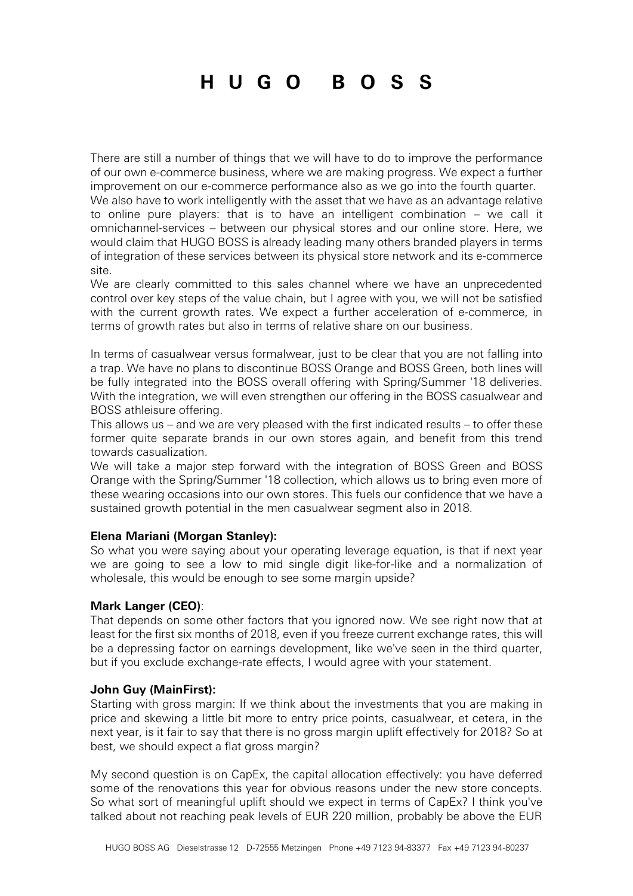There are still a number of things that we will have to do to improve the performance of our own e-commerce business, where we are making progress. We expect a further improvement on our e-commerce performance also as we go into the fourth quarter.
We also have to work intelligently with the asset that we have as an advantage relative to online pure players: that is to have an intelligent combination – we call it omnichannel-services – between our physical stores and our online store. Here, we would claim that HUGO BOSS is already leading many others branded players in terms of integration of these services between its physical store network and its e-commerce site.
We are clearly committed to this sales channel where we have an unprecedented control over key steps of the value chain, but I agree with you, we will not be satisfied with the current growth rates. We expect a further acceleration of e-commerce, in terms of growth rates but also in terms of relative share on our business.

In terms of casualwear versus formalwear, just to be clear that you are not falling into a trap. We have no plans to discontinue BOSS Orange and BOSS Green, both lines will be fully integrated into the BOSS overall offering with Spring/Summer '18 deliveries. With the integration, we will even strengthen our offering in the BOSS casualwear and BOSS athleisure offering.
This allows us – and we are very pleased with the first indicated results – to offer these former quite separate brands in our own stores again, and benefit from this trend towards casualization.
We will take a major step forward with the integration of BOSS Green and BOSS Orange with the Spring/Summer '18 collection, which allows us to bring even more of these wearing occasions into our own stores. This fuels our confidence that we have a sustained growth potential in the men casualwear segment also in 2018.

**Elena Mariani (Morgan Stanley):**
So what you were saying about your operating leverage equation, is that if next year we are going to see a low to mid single digit like-for-like and a normalization of wholesale, this would be enough to see some margin upside?

**Mark Langer (CEO)**:
That depends on some other factors that you ignored now. We see right now that at least for the first six months of 2018, even if you freeze current exchange rates, this will be a depressing factor on earnings development, like we've seen in the third quarter, but if you exclude exchange-rate effects, I would agree with your statement.

**John Guy (MainFirst):**
Starting with gross margin: If we think about the investments that you are making in price and skewing a little bit more to entry price points, casualwear, et cetera, in the next year, is it fair to say that there is no gross margin uplift effectively for 2018? So at best, we should expect a flat gross margin?

My second question is on CapEx, the capital allocation effectively: you have deferred some of the renovations this year for obvious reasons under the new store concepts. So what sort of meaningful uplift should we expect in terms of CapEx? I think you've talked about not reaching peak levels of EUR 220 million, probably be above the EUR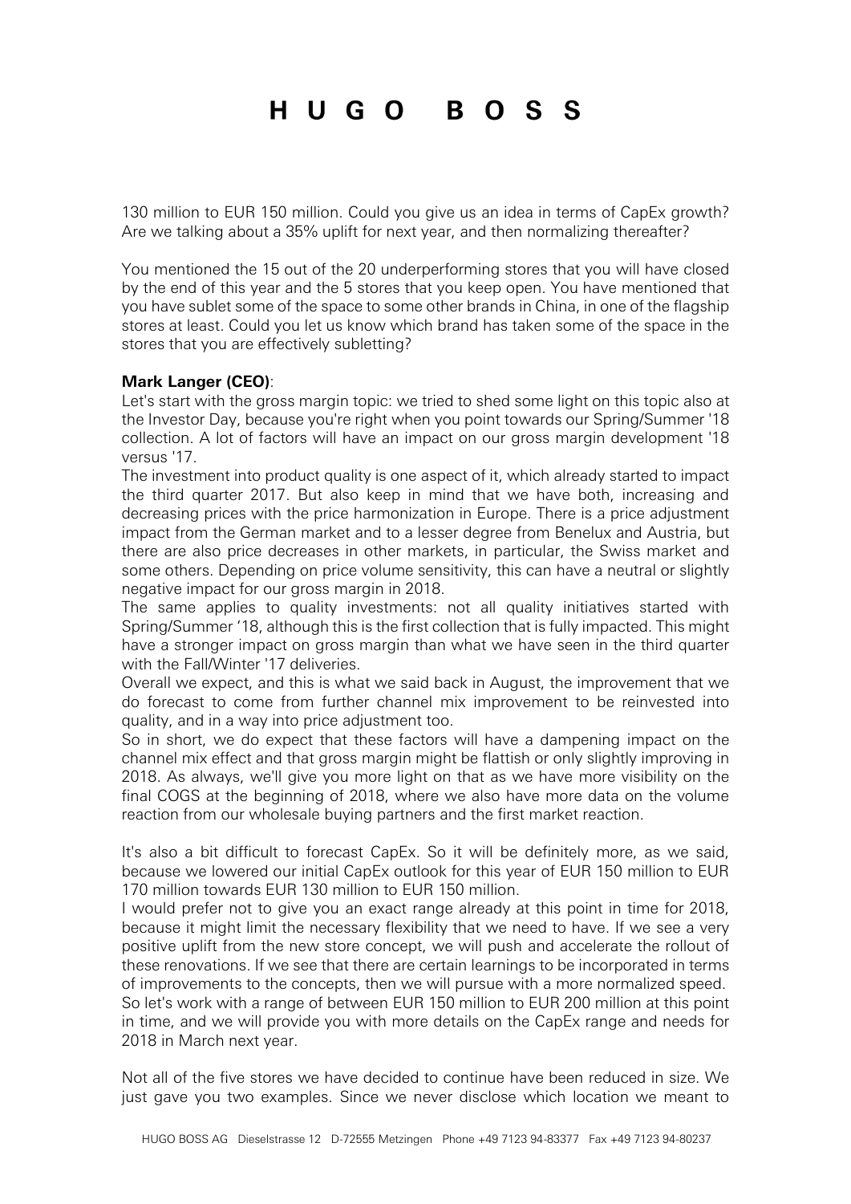130 million to EUR 150 million. Could you give us an idea in terms of CapEx growth? Are we talking about a 35% uplift for next year, and then normalizing thereafter?

You mentioned the 15 out of the 20 underperforming stores that you will have closed by the end of this year and the 5 stores that you keep open. You have mentioned that you have sublet some of the space to some other brands in China, in one of the flagship stores at least. Could you let us know which brand has taken some of the space in the stores that you are effectively subletting?

**Mark Langer (CEO)**:
Let's start with the gross margin topic: we tried to shed some light on this topic also at the Investor Day, because you're right when you point towards our Spring/Summer '18 collection. A lot of factors will have an impact on our gross margin development '18 versus '17.
The investment into product quality is one aspect of it, which already started to impact the third quarter 2017. But also keep in mind that we have both, increasing and decreasing prices with the price harmonization in Europe. There is a price adjustment impact from the German market and to a lesser degree from Benelux and Austria, but there are also price decreases in other markets, in particular, the Swiss market and some others. Depending on price volume sensitivity, this can have a neutral or slightly negative impact for our gross margin in 2018.
The same applies to quality investments: not all quality initiatives started with Spring/Summer '18, although this is the first collection that is fully impacted. This might have a stronger impact on gross margin than what we have seen in the third quarter with the Fall/Winter '17 deliveries.
Overall we expect, and this is what we said back in August, the improvement that we do forecast to come from further channel mix improvement to be reinvested into quality, and in a way into price adjustment too.
So in short, we do expect that these factors will have a dampening impact on the channel mix effect and that gross margin might be flattish or only slightly improving in 2018. As always, we'll give you more light on that as we have more visibility on the final COGS at the beginning of 2018, where we also have more data on the volume reaction from our wholesale buying partners and the first market reaction.

It's also a bit difficult to forecast CapEx. So it will be definitely more, as we said, because we lowered our initial CapEx outlook for this year of EUR 150 million to EUR 170 million towards EUR 130 million to EUR 150 million.
I would prefer not to give you an exact range already at this point in time for 2018, because it might limit the necessary flexibility that we need to have. If we see a very positive uplift from the new store concept, we will push and accelerate the rollout of these renovations. If we see that there are certain learnings to be incorporated in terms of improvements to the concepts, then we will pursue with a more normalized speed.
So let's work with a range of between EUR 150 million to EUR 200 million at this point in time, and we will provide you with more details on the CapEx range and needs for 2018 in March next year.

Not all of the five stores we have decided to continue have been reduced in size. We just gave you two examples. Since we never disclose which location we meant to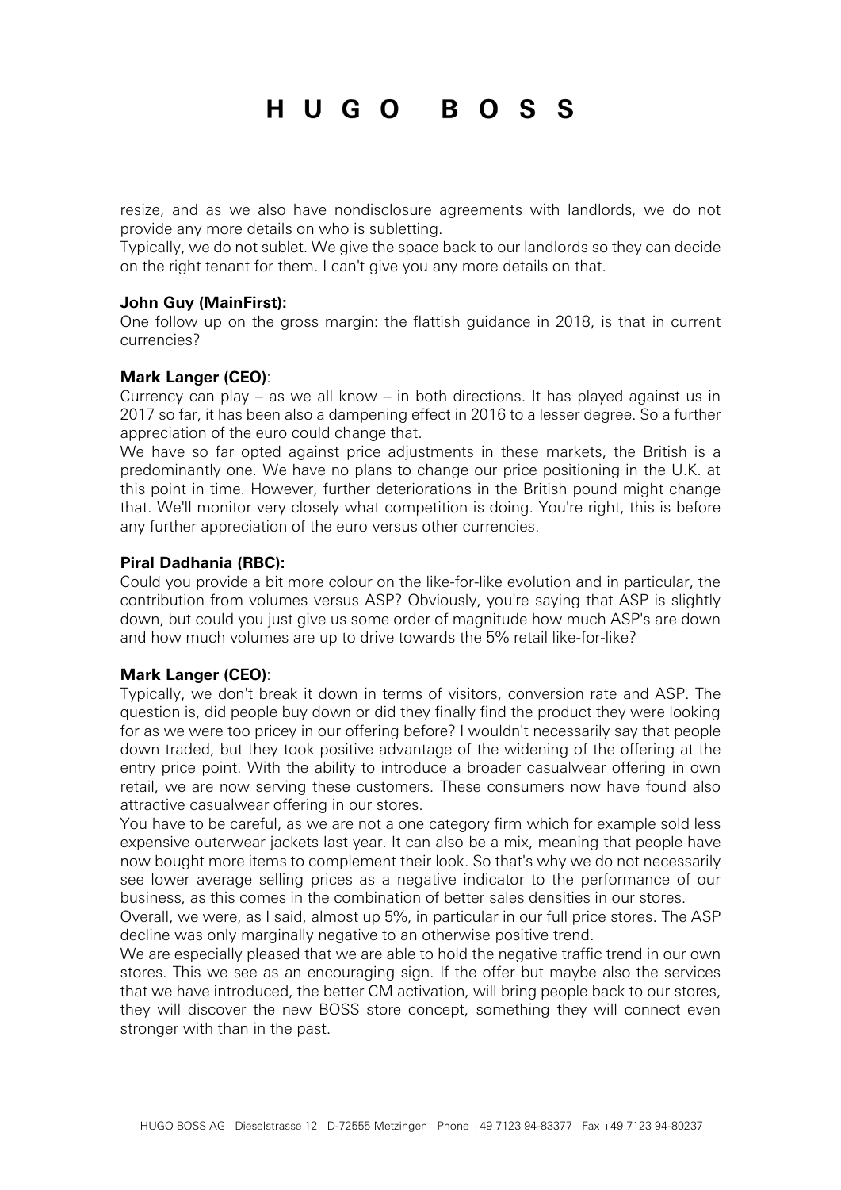resize, and as we also have nondisclosure agreements with landlords, we do not provide any more details on who is subletting.

Typically, we do not sublet. We give the space back to our landlords so they can decide on the right tenant for them. I can't give you any more details on that.

**John Guy (MainFirst):**

One follow up on the gross margin: the flattish guidance in 2018, is that in current currencies?

**Mark Langer (CEO)**:

Currency can play – as we all know – in both directions. It has played against us in 2017 so far, it has been also a dampening effect in 2016 to a lesser degree. So a further appreciation of the euro could change that.

We have so far opted against price adjustments in these markets, the British is a predominantly one. We have no plans to change our price positioning in the U.K. at this point in time. However, further deteriorations in the British pound might change that. We'll monitor very closely what competition is doing. You're right, this is before any further appreciation of the euro versus other currencies.

**Piral Dadhania (RBC):**

Could you provide a bit more colour on the like-for-like evolution and in particular, the contribution from volumes versus ASP? Obviously, you're saying that ASP is slightly down, but could you just give us some order of magnitude how much ASP's are down and how much volumes are up to drive towards the 5% retail like-for-like?

**Mark Langer (CEO)**:

Typically, we don't break it down in terms of visitors, conversion rate and ASP. The question is, did people buy down or did they finally find the product they were looking for as we were too pricey in our offering before? I wouldn't necessarily say that people down traded, but they took positive advantage of the widening of the offering at the entry price point. With the ability to introduce a broader casualwear offering in own retail, we are now serving these customers. These consumers now have found also attractive casualwear offering in our stores.

You have to be careful, as we are not a one category firm which for example sold less expensive outerwear jackets last year. It can also be a mix, meaning that people have now bought more items to complement their look. So that's why we do not necessarily see lower average selling prices as a negative indicator to the performance of our business, as this comes in the combination of better sales densities in our stores.

Overall, we were, as I said, almost up 5%, in particular in our full price stores. The ASP decline was only marginally negative to an otherwise positive trend.

We are especially pleased that we are able to hold the negative traffic trend in our own stores. This we see as an encouraging sign. If the offer but maybe also the services that we have introduced, the better CM activation, will bring people back to our stores, they will discover the new BOSS store concept, something they will connect even stronger with than in the past.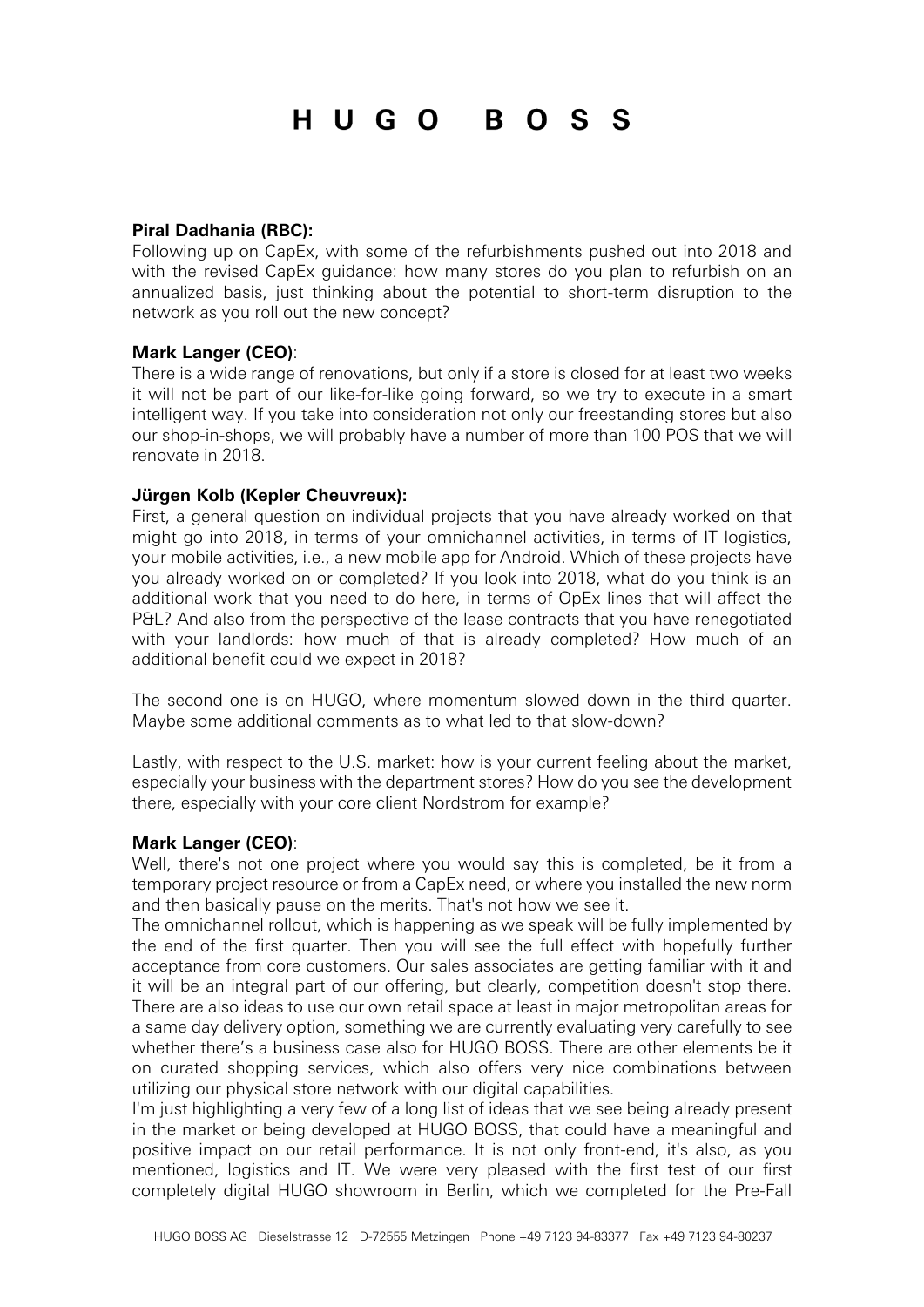**Piral Dadhania (RBC):**
Following up on CapEx, with some of the refurbishments pushed out into 2018 and with the revised CapEx guidance: how many stores do you plan to refurbish on an annualized basis, just thinking about the potential to short-term disruption to the network as you roll out the new concept?

**Mark Langer (CEO)**:
There is a wide range of renovations, but only if a store is closed for at least two weeks it will not be part of our like-for-like going forward, so we try to execute in a smart intelligent way. If you take into consideration not only our freestanding stores but also our shop-in-shops, we will probably have a number of more than 100 POS that we will renovate in 2018.

**Jürgen Kolb (Kepler Cheuvreux):**
First, a general question on individual projects that you have already worked on that might go into 2018, in terms of your omnichannel activities, in terms of IT logistics, your mobile activities, i.e., a new mobile app for Android. Which of these projects have you already worked on or completed? If you look into 2018, what do you think is an additional work that you need to do here, in terms of OpEx lines that will affect the P&L? And also from the perspective of the lease contracts that you have renegotiated with your landlords: how much of that is already completed? How much of an additional benefit could we expect in 2018?

The second one is on HUGO, where momentum slowed down in the third quarter. Maybe some additional comments as to what led to that slow-down?

Lastly, with respect to the U.S. market: how is your current feeling about the market, especially your business with the department stores? How do you see the development there, especially with your core client Nordstrom for example?

**Mark Langer (CEO)**:
Well, there's not one project where you would say this is completed, be it from a temporary project resource or from a CapEx need, or where you installed the new norm and then basically pause on the merits. That's not how we see it.
The omnichannel rollout, which is happening as we speak will be fully implemented by the end of the first quarter. Then you will see the full effect with hopefully further acceptance from core customers. Our sales associates are getting familiar with it and it will be an integral part of our offering, but clearly, competition doesn't stop there. There are also ideas to use our own retail space at least in major metropolitan areas for a same day delivery option, something we are currently evaluating very carefully to see whether there's a business case also for HUGO BOSS. There are other elements be it on curated shopping services, which also offers very nice combinations between utilizing our physical store network with our digital capabilities.
I'm just highlighting a very few of a long list of ideas that we see being already present in the market or being developed at HUGO BOSS, that could have a meaningful and positive impact on our retail performance. It is not only front-end, it's also, as you mentioned, logistics and IT. We were very pleased with the first test of our first completely digital HUGO showroom in Berlin, which we completed for the Pre-Fall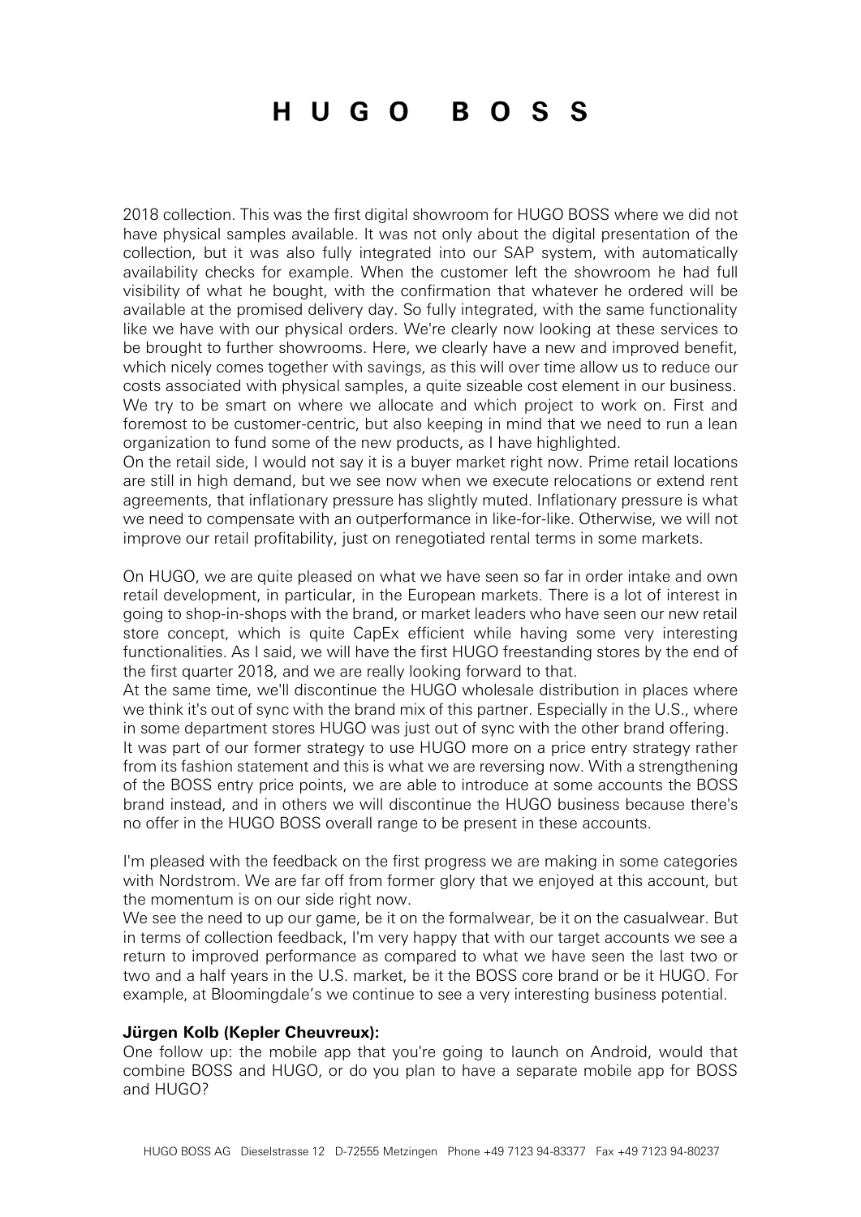2018 collection. This was the first digital showroom for HUGO BOSS where we did not have physical samples available. It was not only about the digital presentation of the collection, but it was also fully integrated into our SAP system, with automatically availability checks for example. When the customer left the showroom he had full visibility of what he bought, with the confirmation that whatever he ordered will be available at the promised delivery day. So fully integrated, with the same functionality like we have with our physical orders. We're clearly now looking at these services to be brought to further showrooms. Here, we clearly have a new and improved benefit, which nicely comes together with savings, as this will over time allow us to reduce our costs associated with physical samples, a quite sizeable cost element in our business. We try to be smart on where we allocate and which project to work on. First and foremost to be customer-centric, but also keeping in mind that we need to run a lean organization to fund some of the new products, as I have highlighted.

On the retail side, I would not say it is a buyer market right now. Prime retail locations are still in high demand, but we see now when we execute relocations or extend rent agreements, that inflationary pressure has slightly muted. Inflationary pressure is what we need to compensate with an outperformance in like-for-like. Otherwise, we will not improve our retail profitability, just on renegotiated rental terms in some markets.

On HUGO, we are quite pleased on what we have seen so far in order intake and own retail development, in particular, in the European markets. There is a lot of interest in going to shop-in-shops with the brand, or market leaders who have seen our new retail store concept, which is quite CapEx efficient while having some very interesting functionalities. As I said, we will have the first HUGO freestanding stores by the end of the first quarter 2018, and we are really looking forward to that.

At the same time, we'll discontinue the HUGO wholesale distribution in places where we think it's out of sync with the brand mix of this partner. Especially in the U.S., where in some department stores HUGO was just out of sync with the other brand offering.

It was part of our former strategy to use HUGO more on a price entry strategy rather from its fashion statement and this is what we are reversing now. With a strengthening of the BOSS entry price points, we are able to introduce at some accounts the BOSS brand instead, and in others we will discontinue the HUGO business because there's no offer in the HUGO BOSS overall range to be present in these accounts.

I'm pleased with the feedback on the first progress we are making in some categories with Nordstrom. We are far off from former glory that we enjoyed at this account, but the momentum is on our side right now.

We see the need to up our game, be it on the formalwear, be it on the casualwear. But in terms of collection feedback, I'm very happy that with our target accounts we see a return to improved performance as compared to what we have seen the last two or two and a half years in the U.S. market, be it the BOSS core brand or be it HUGO. For example, at Bloomingdale's we continue to see a very interesting business potential.

**Jürgen Kolb (Kepler Cheuvreux):**

One follow up: the mobile app that you're going to launch on Android, would that combine BOSS and HUGO, or do you plan to have a separate mobile app for BOSS and HUGO?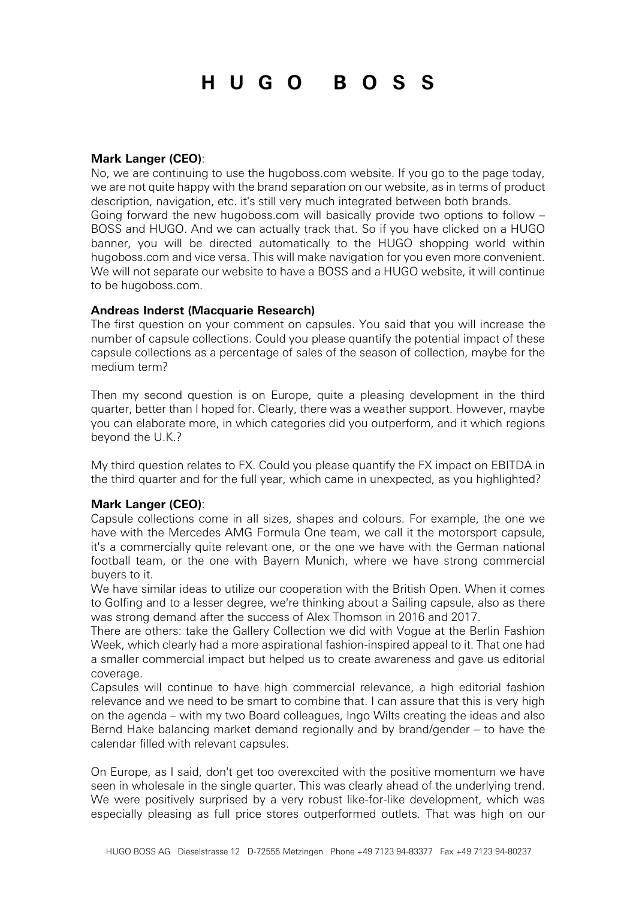**Mark Langer (CEO)**:
No, we are continuing to use the hugoboss.com website. If you go to the page today, we are not quite happy with the brand separation on our website, as in terms of product description, navigation, etc. it's still very much integrated between both brands.
Going forward the new hugoboss.com will basically provide two options to follow – BOSS and HUGO. And we can actually track that. So if you have clicked on a HUGO banner, you will be directed automatically to the HUGO shopping world within hugoboss.com and vice versa. This will make navigation for you even more convenient. We will not separate our website to have a BOSS and a HUGO website, it will continue to be hugoboss.com.

**Andreas Inderst (Macquarie Research)**
The first question on your comment on capsules. You said that you will increase the number of capsule collections. Could you please quantify the potential impact of these capsule collections as a percentage of sales of the season of collection, maybe for the medium term?

Then my second question is on Europe, quite a pleasing development in the third quarter, better than I hoped for. Clearly, there was a weather support. However, maybe you can elaborate more, in which categories did you outperform, and it which regions beyond the U.K.?

My third question relates to FX. Could you please quantify the FX impact on EBITDA in the third quarter and for the full year, which came in unexpected, as you highlighted?

**Mark Langer (CEO)**:
Capsule collections come in all sizes, shapes and colours. For example, the one we have with the Mercedes AMG Formula One team, we call it the motorsport capsule, it's a commercially quite relevant one, or the one we have with the German national football team, or the one with Bayern Munich, where we have strong commercial buyers to it.
We have similar ideas to utilize our cooperation with the British Open. When it comes to Golfing and to a lesser degree, we're thinking about a Sailing capsule, also as there was strong demand after the success of Alex Thomson in 2016 and 2017.
There are others: take the Gallery Collection we did with Vogue at the Berlin Fashion Week, which clearly had a more aspirational fashion-inspired appeal to it. That one had a smaller commercial impact but helped us to create awareness and gave us editorial coverage.
Capsules will continue to have high commercial relevance, a high editorial fashion relevance and we need to be smart to combine that. I can assure that this is very high on the agenda – with my two Board colleagues, Ingo Wilts creating the ideas and also Bernd Hake balancing market demand regionally and by brand/gender – to have the calendar filled with relevant capsules.

On Europe, as I said, don't get too overexcited with the positive momentum we have seen in wholesale in the single quarter. This was clearly ahead of the underlying trend. We were positively surprised by a very robust like-for-like development, which was especially pleasing as full price stores outperformed outlets. That was high on our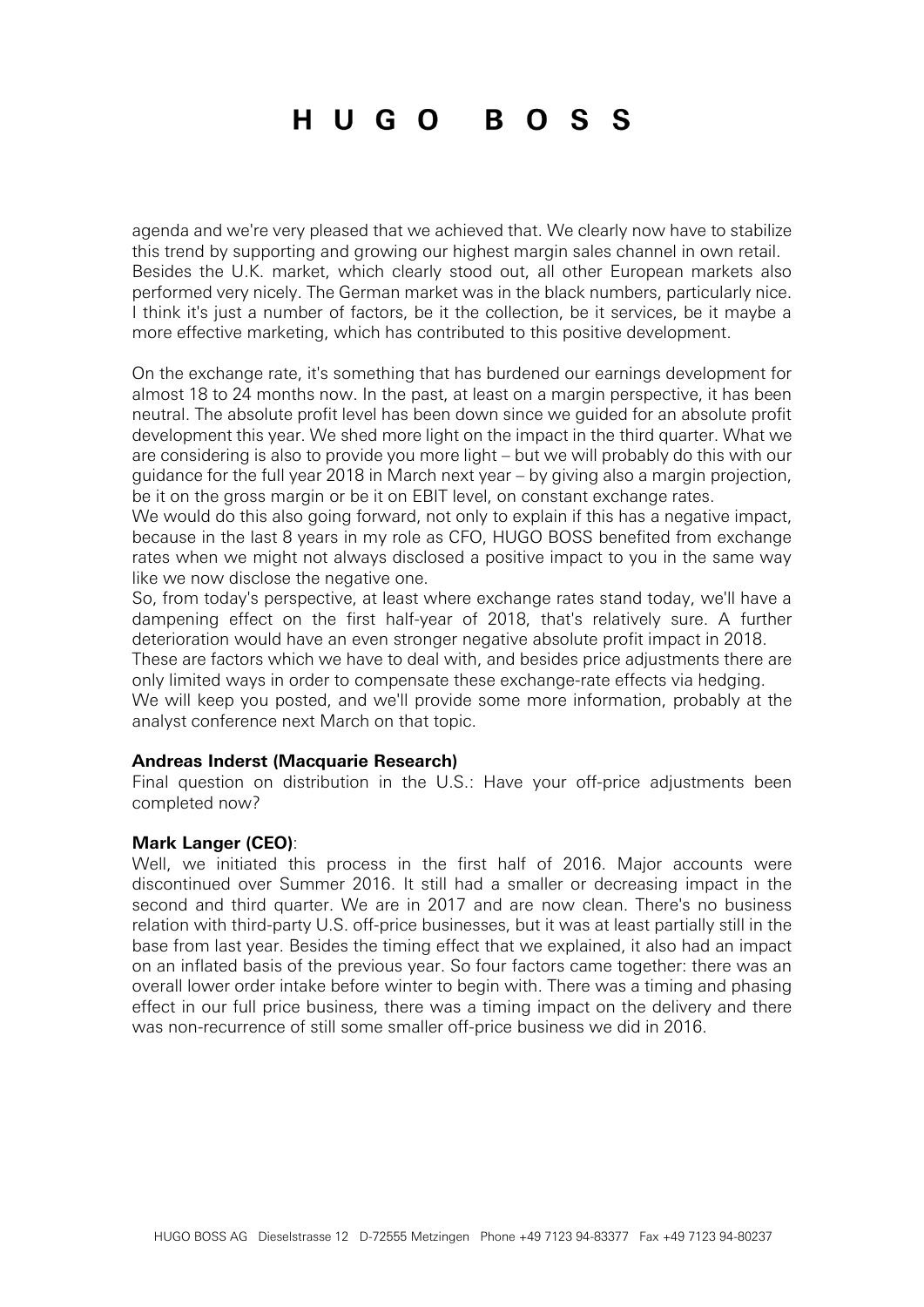agenda and we're very pleased that we achieved that. We clearly now have to stabilize this trend by supporting and growing our highest margin sales channel in own retail. Besides the U.K. market, which clearly stood out, all other European markets also performed very nicely. The German market was in the black numbers, particularly nice. I think it's just a number of factors, be it the collection, be it services, be it maybe a more effective marketing, which has contributed to this positive development.

On the exchange rate, it's something that has burdened our earnings development for almost 18 to 24 months now. In the past, at least on a margin perspective, it has been neutral. The absolute profit level has been down since we guided for an absolute profit development this year. We shed more light on the impact in the third quarter. What we are considering is also to provide you more light – but we will probably do this with our guidance for the full year 2018 in March next year – by giving also a margin projection, be it on the gross margin or be it on EBIT level, on constant exchange rates.

We would do this also going forward, not only to explain if this has a negative impact, because in the last 8 years in my role as CFO, HUGO BOSS benefited from exchange rates when we might not always disclosed a positive impact to you in the same way like we now disclose the negative one.

So, from today's perspective, at least where exchange rates stand today, we'll have a dampening effect on the first half-year of 2018, that's relatively sure. A further deterioration would have an even stronger negative absolute profit impact in 2018.

These are factors which we have to deal with, and besides price adjustments there are only limited ways in order to compensate these exchange-rate effects via hedging.

We will keep you posted, and we'll provide some more information, probably at the analyst conference next March on that topic.

**Andreas Inderst (Macquarie Research)**

Final question on distribution in the U.S.: Have your off-price adjustments been completed now?

**Mark Langer (CEO)**:

Well, we initiated this process in the first half of 2016. Major accounts were discontinued over Summer 2016. It still had a smaller or decreasing impact in the second and third quarter. We are in 2017 and are now clean. There's no business relation with third-party U.S. off-price businesses, but it was at least partially still in the base from last year. Besides the timing effect that we explained, it also had an impact on an inflated basis of the previous year. So four factors came together: there was an overall lower order intake before winter to begin with. There was a timing and phasing effect in our full price business, there was a timing impact on the delivery and there was non-recurrence of still some smaller off-price business we did in 2016.